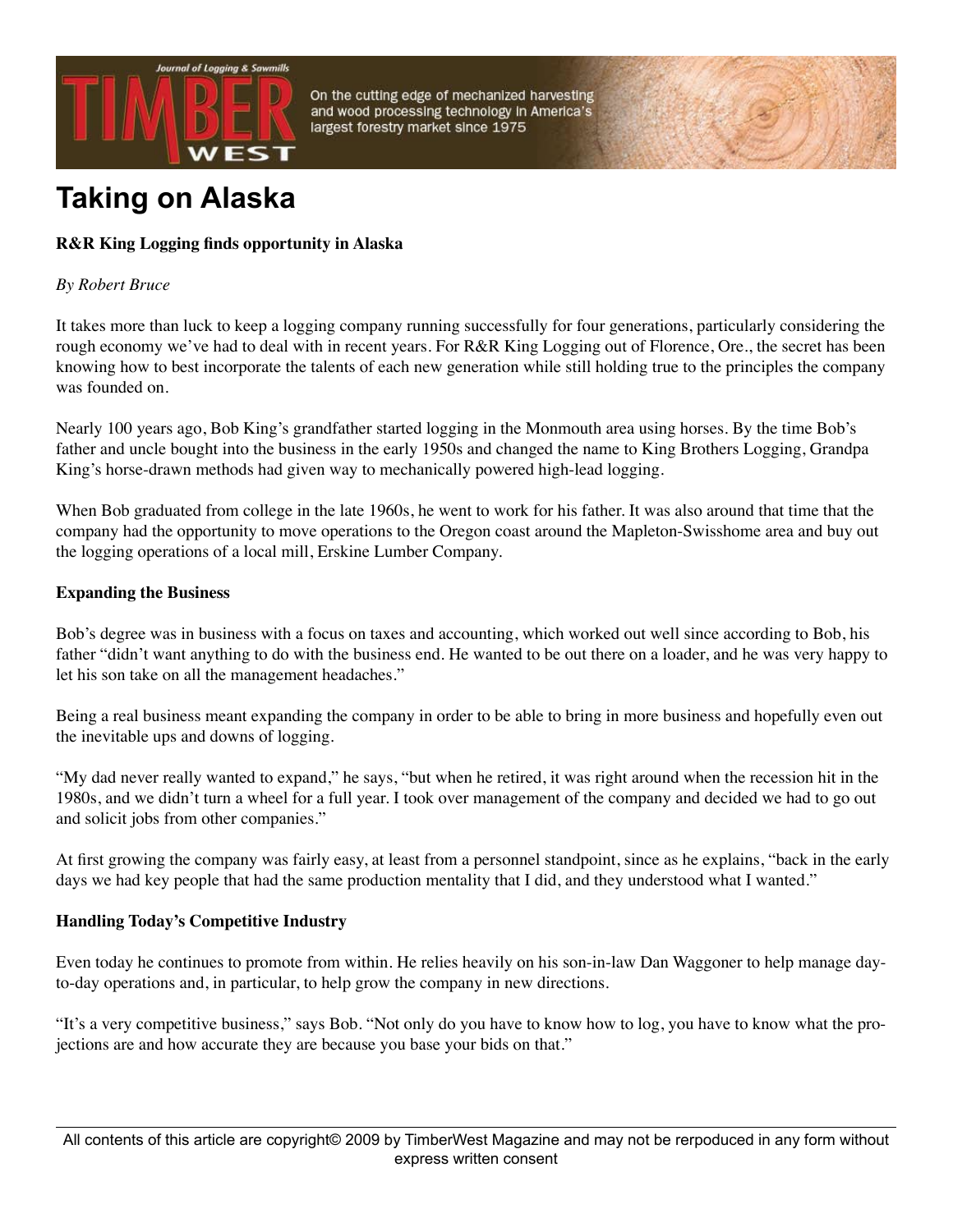# Taking on Alaska

**R&R King Logging finds opportunity in Alaska**

*By Robert Bruce*

It takes more than luck to keep a logging company running successfully for four generations, particularly considering the rough economy we've had to deal with in recent years. For R&R King Logging out of Florence, Ore., the secret has been knowing how to best incorporate the talents of each new generation while still holding true to the principles the company was founded on.

Nearly 100 years ago, Bob King's grandfather started logging in the Monmouth area using horses. By the time Bob's father and uncle bought into the business in the early 1950s and changed the name to King Brothers Logging, Grandpa King's horse-drawn methods had given way to mechanically powered high-lead logging.

When Bob graduated from college in the late 1960s, he went to work for his father. It was also around that time that the company had the opportunity to move operations to the Oregon coast around the Mapleton-Swisshome area and buy out the logging operations of a local mill, Erskine Lumber Company.

## Expanding the Business

Bob's degree was in business with a focus on taxes and accounting, which worked out well since according to Bob, his father "didn't want anything to do with the business end. He wanted to be out there on a loader, and he was very happy to let his son take on all the management headaches."

Being a real business meant expanding the company in order to be able to bring in more business and hopefully even out the inevitable ups and downs of logging.

"My dad never really wanted to expand," he says, "but when he retired, it was right around when the recession hit in the 1980s, and we didn't turn a wheel for a full year. I took over management of the company and decided we had to go out and solicit jobs from other companies."

At first growing the company was fairly easy, at least from a personnel standpoint, since as he explains, "back in the early days we had key people that had the same production mentality that I did, and they understood what I wanted."

## Handling Today's Competitive Industry

Even today he continues to promote from within. He relies heavily on his son-in-law Dan Waggoner to help manage day-to-day operations and, in particular, to help grow the company in new directions.

"It's a very competitive business," says Bob. "Not only do you have to know how to log, you have to know what the projections are and how accurate they are because you base your bids on that."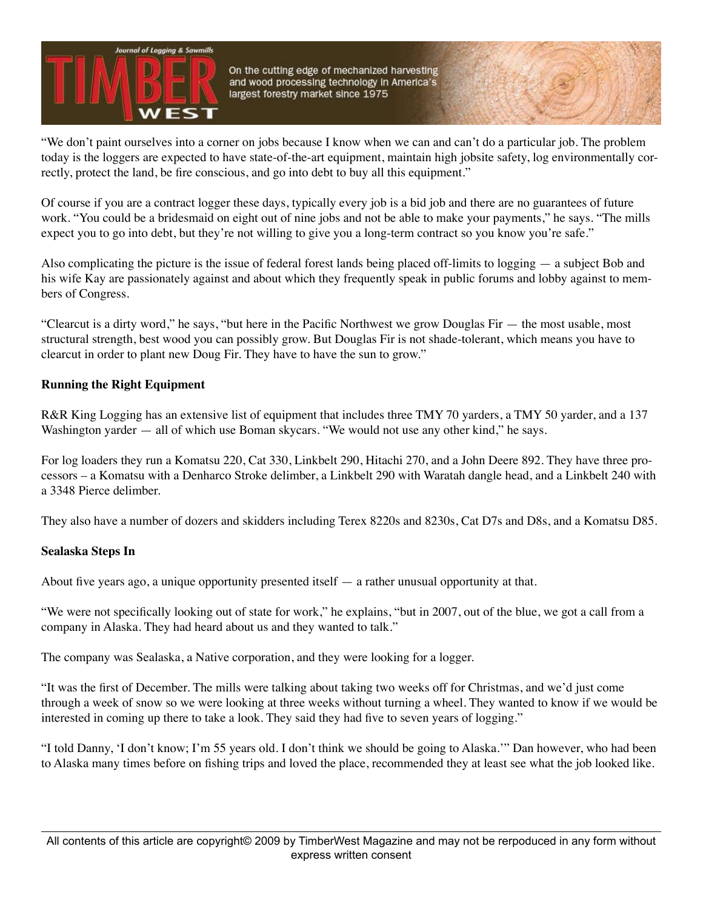"We don't paint ourselves into a corner on jobs because I know when we can and can't do a particular job. The problem today is the loggers are expected to have state-of-the-art equipment, maintain high jobsite safety, log environmentally correctly, protect the land, be fire conscious, and go into debt to buy all this equipment."

Of course if you are a contract logger these days, typically every job is a bid job and there are no guarantees of future work. "You could be a bridesmaid on eight out of nine jobs and not be able to make your payments," he says. "The mills expect you to go into debt, but they're not willing to give you a long-term contract so you know you're safe."

Also complicating the picture is the issue of federal forest lands being placed off-limits to logging — a subject Bob and his wife Kay are passionately against and about which they frequently speak in public forums and lobby against to members of Congress.

"Clearcut is a dirty word," he says, "but here in the Pacific Northwest we grow Douglas Fir — the most usable, most structural strength, best wood you can possibly grow. But Douglas Fir is not shade-tolerant, which means you have to clearcut in order to plant new Doug Fir. They have to have the sun to grow."

**Running the Right Equipment**

R&R King Logging has an extensive list of equipment that includes three TMY 70 yarders, a TMY 50 yarder, and a 137 Washington yarder — all of which use Boman skycars. "We would not use any other kind," he says.

For log loaders they run a Komatsu 220, Cat 330, Linkbelt 290, Hitachi 270, and a John Deere 892. They have three processors – a Komatsu with a Denharco Stroke delimber, a Linkbelt 290 with Waratah dangle head, and a Linkbelt 240 with a 3348 Pierce delimber.

They also have a number of dozers and skidders including Terex 8220s and 8230s, Cat D7s and D8s, and a Komatsu D85.

**Sealaska Steps In**

About five years ago, a unique opportunity presented itself — a rather unusual opportunity at that.

"We were not specifically looking out of state for work," he explains, "but in 2007, out of the blue, we got a call from a company in Alaska. They had heard about us and they wanted to talk."

The company was Sealaska, a Native corporation, and they were looking for a logger.

"It was the first of December. The mills were talking about taking two weeks off for Christmas, and we'd just come through a week of snow so we were looking at three weeks without turning a wheel. They wanted to know if we would be interested in coming up there to take a look. They said they had five to seven years of logging."

"I told Danny, 'I don't know; I'm 55 years old. I don't think we should be going to Alaska.'" Dan however, who had been to Alaska many times before on fishing trips and loved the place, recommended they at least see what the job looked like.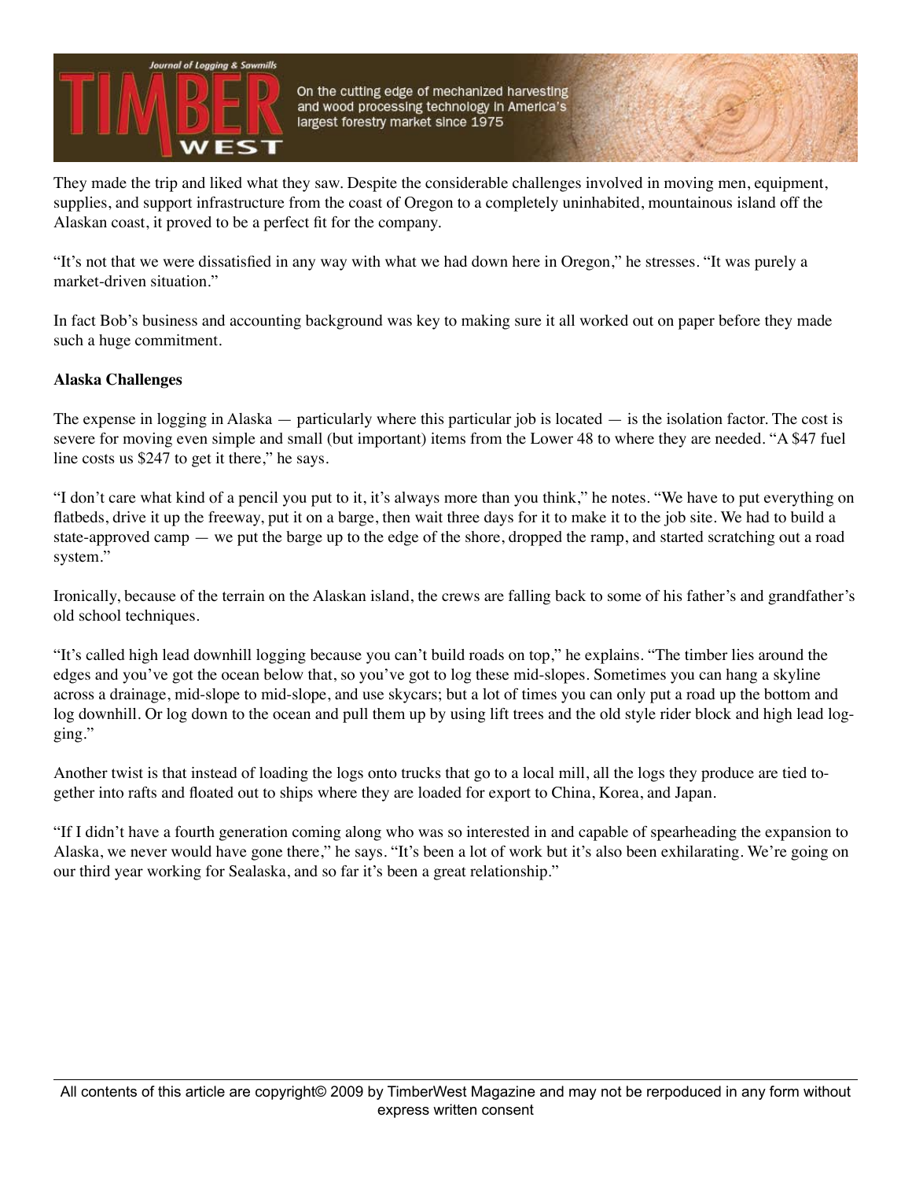They made the trip and liked what they saw. Despite the considerable challenges involved in moving men, equipment, supplies, and support infrastructure from the coast of Oregon to a completely uninhabited, mountainous island off the Alaskan coast, it proved to be a perfect fit for the company.

"It's not that we were dissatisfied in any way with what we had down here in Oregon," he stresses. "It was purely a market-driven situation."

In fact Bob's business and accounting background was key to making sure it all worked out on paper before they made such a huge commitment.

**Alaska Challenges**

The expense in logging in Alaska — particularly where this particular job is located — is the isolation factor. The cost is severe for moving even simple and small (but important) items from the Lower 48 to where they are needed. "A $47 fuel line costs us $247 to get it there," he says.

"I don't care what kind of a pencil you put to it, it's always more than you think," he notes. "We have to put everything on flatbeds, drive it up the freeway, put it on a barge, then wait three days for it to make it to the job site. We had to build a state-approved camp — we put the barge up to the edge of the shore, dropped the ramp, and started scratching out a road system."

Ironically, because of the terrain on the Alaskan island, the crews are falling back to some of his father's and grandfather's old school techniques.

"It's called high lead downhill logging because you can't build roads on top," he explains. "The timber lies around the edges and you've got the ocean below that, so you've got to log these mid-slopes. Sometimes you can hang a skyline across a drainage, mid-slope to mid-slope, and use skycars; but a lot of times you can only put a road up the bottom and log downhill. Or log down to the ocean and pull them up by using lift trees and the old style rider block and high lead logging."

Another twist is that instead of loading the logs onto trucks that go to a local mill, all the logs they produce are tied together into rafts and floated out to ships where they are loaded for export to China, Korea, and Japan.

"If I didn't have a fourth generation coming along who was so interested in and capable of spearheading the expansion to Alaska, we never would have gone there," he says. "It's been a lot of work but it's also been exhilarating. We're going on our third year working for Sealaska, and so far it's been a great relationship."